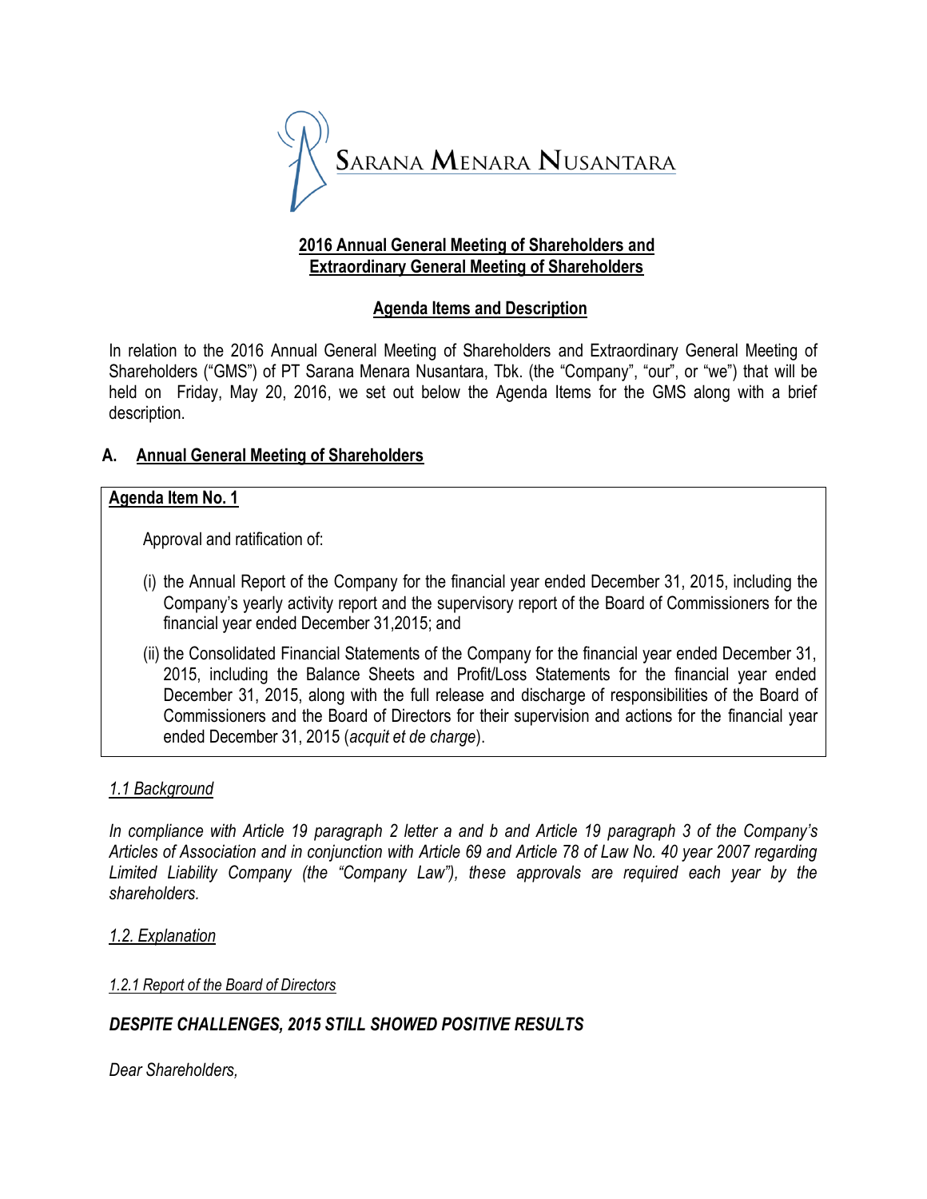SARANA MENARA NUSANTARA

**2016 Annual General Meeting of Shareholders and Extraordinary General Meeting of Shareholders**

**Agenda Items and Description**

In relation to the 2016 Annual General Meeting of Shareholders and Extraordinary General Meeting of Shareholders ("GMS") of PT Sarana Menara Nusantara, Tbk. (the "Company", "our", or "we") that will be held on Friday, May 20, 2016, we set out below the Agenda Items for the GMS along with a brief description.

## A. Annual General Meeting of Shareholders

**Agenda Item No. 1**

Approval and ratification of:

(i) the Annual Report of the Company for the financial year ended December 31, 2015, including the Company's yearly activity report and the supervisory report of the Board of Commissioners for the financial year ended December 31,2015; and

(ii) the Consolidated Financial Statements of the Company for the financial year ended December 31, 2015, including the Balance Sheets and Profit/Loss Statements for the financial year ended December 31, 2015, along with the full release and discharge of responsibilities of the Board of Commissioners and the Board of Directors for their supervision and actions for the financial year ended December 31, 2015 (*acquit et de charge*).

*1.1 Background*

*In compliance with Article 19 paragraph 2 letter a and b and Article 19 paragraph 3 of the Company's Articles of Association and in conjunction with Article 69 and Article 78 of Law No. 40 year 2007 regarding Limited Liability Company (the "Company Law"), these approvals are required each year by the shareholders.*

*1.2. Explanation*

*1.2.1 Report of the Board of Directors*

***DESPITE CHALLENGES, 2015 STILL SHOWED POSITIVE RESULTS***

*Dear Shareholders,*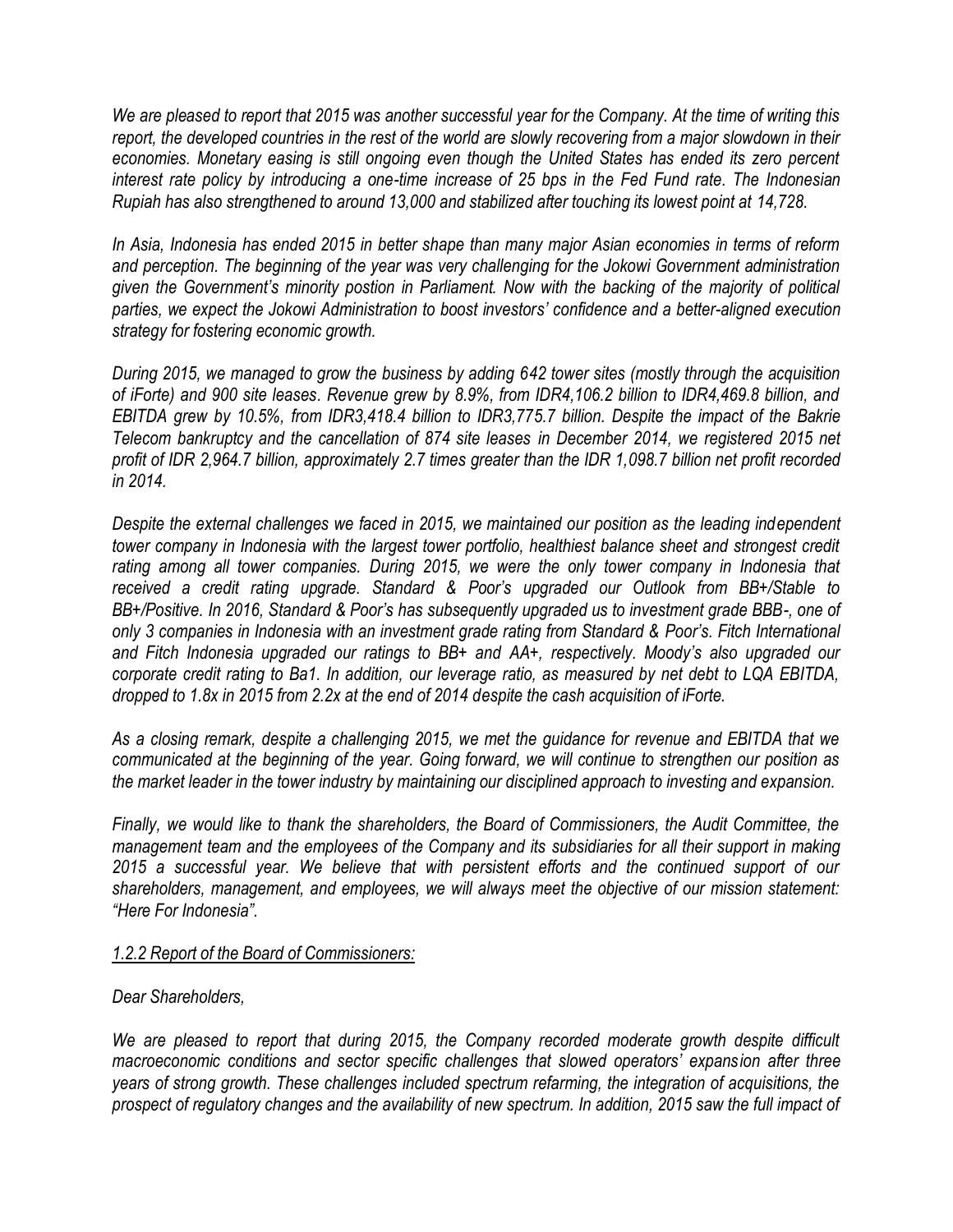*We are pleased to report that 2015 was another successful year for the Company. At the time of writing this report, the developed countries in the rest of the world are slowly recovering from a major slowdown in their economies. Monetary easing is still ongoing even though the United States has ended its zero percent interest rate policy by introducing a one-time increase of 25 bps in the Fed Fund rate. The Indonesian Rupiah has also strengthened to around 13,000 and stabilized after touching its lowest point at 14,728.*

*In Asia, Indonesia has ended 2015 in better shape than many major Asian economies in terms of reform and perception. The beginning of the year was very challenging for the Jokowi Government administration given the Government's minority postion in Parliament. Now with the backing of the majority of political parties, we expect the Jokowi Administration to boost investors' confidence and a better-aligned execution strategy for fostering economic growth.*

*During 2015, we managed to grow the business by adding 642 tower sites (mostly through the acquisition of iForte) and 900 site leases. Revenue grew by 8.9%, from IDR4,106.2 billion to IDR4,469.8 billion, and EBITDA grew by 10.5%, from IDR3,418.4 billion to IDR3,775.7 billion. Despite the impact of the Bakrie Telecom bankruptcy and the cancellation of 874 site leases in December 2014, we registered 2015 net profit of IDR 2,964.7 billion, approximately 2.7 times greater than the IDR 1,098.7 billion net profit recorded in 2014.*

*Despite the external challenges we faced in 2015, we maintained our position as the leading independent tower company in Indonesia with the largest tower portfolio, healthiest balance sheet and strongest credit rating among all tower companies. During 2015, we were the only tower company in Indonesia that received a credit rating upgrade. Standard & Poor's upgraded our Outlook from BB+/Stable to BB+/Positive. In 2016, Standard & Poor's has subsequently upgraded us to investment grade BBB-, one of only 3 companies in Indonesia with an investment grade rating from Standard & Poor's. Fitch International and Fitch Indonesia upgraded our ratings to BB+ and AA+, respectively. Moody's also upgraded our corporate credit rating to Ba1. In addition, our leverage ratio, as measured by net debt to LQA EBITDA, dropped to 1.8x in 2015 from 2.2x at the end of 2014 despite the cash acquisition of iForte.*

*As a closing remark, despite a challenging 2015, we met the guidance for revenue and EBITDA that we communicated at the beginning of the year. Going forward, we will continue to strengthen our position as the market leader in the tower industry by maintaining our disciplined approach to investing and expansion.*

*Finally, we would like to thank the shareholders, the Board of Commissioners, the Audit Committee, the management team and the employees of the Company and its subsidiaries for all their support in making 2015 a successful year. We believe that with persistent efforts and the continued support of our shareholders, management, and employees, we will always meet the objective of our mission statement: "Here For Indonesia".*

*1.2.2 Report of the Board of Commissioners:*

*Dear Shareholders,*

*We are pleased to report that during 2015, the Company recorded moderate growth despite difficult macroeconomic conditions and sector specific challenges that slowed operators' expansion after three years of strong growth. These challenges included spectrum refarming, the integration of acquisitions, the prospect of regulatory changes and the availability of new spectrum. In addition, 2015 saw the full impact of*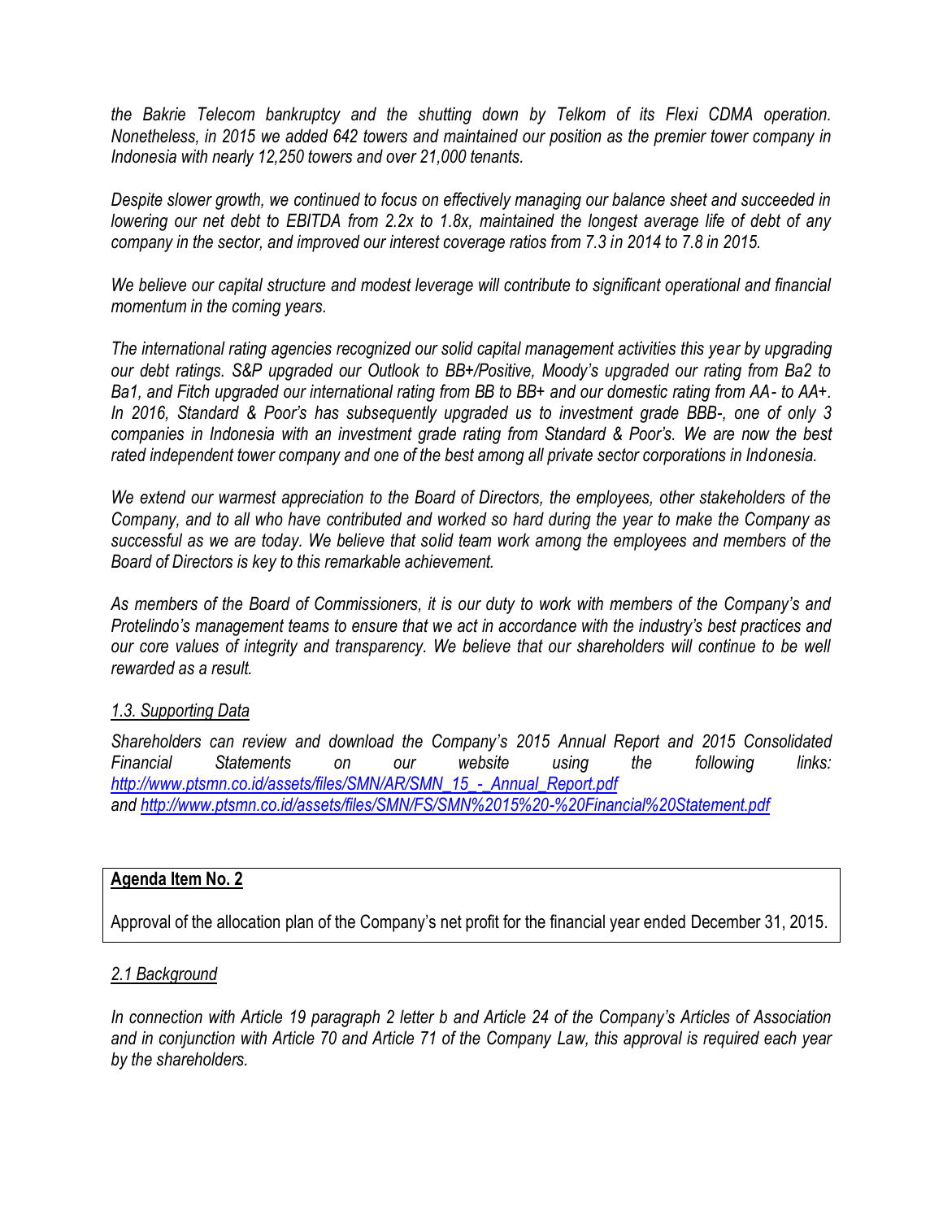*the Bakrie Telecom bankruptcy and the shutting down by Telkom of its Flexi CDMA operation. Nonetheless, in 2015 we added 642 towers and maintained our position as the premier tower company in Indonesia with nearly 12,250 towers and over 21,000 tenants.*

*Despite slower growth, we continued to focus on effectively managing our balance sheet and succeeded in lowering our net debt to EBITDA from 2.2x to 1.8x, maintained the longest average life of debt of any company in the sector, and improved our interest coverage ratios from 7.3 in 2014 to 7.8 in 2015.*

*We believe our capital structure and modest leverage will contribute to significant operational and financial momentum in the coming years.*

*The international rating agencies recognized our solid capital management activities this year by upgrading our debt ratings. S&P upgraded our Outlook to BB+/Positive, Moody's upgraded our rating from Ba2 to Ba1, and Fitch upgraded our international rating from BB to BB+ and our domestic rating from AA- to AA+. In 2016, Standard & Poor's has subsequently upgraded us to investment grade BBB-, one of only 3 companies in Indonesia with an investment grade rating from Standard & Poor's. We are now the best rated independent tower company and one of the best among all private sector corporations in Indonesia.*

*We extend our warmest appreciation to the Board of Directors, the employees, other stakeholders of the Company, and to all who have contributed and worked so hard during the year to make the Company as successful as we are today. We believe that solid team work among the employees and members of the Board of Directors is key to this remarkable achievement.*

*As members of the Board of Commissioners, it is our duty to work with members of the Company's and Protelindo's management teams to ensure that we act in accordance with the industry's best practices and our core values of integrity and transparency. We believe that our shareholders will continue to be well rewarded as a result.*

*1.3. Supporting Data*

*Shareholders can review and download the Company's 2015 Annual Report and 2015 Consolidated Financial Statements on our website using the following links: http://www.ptsmn.co.id/assets/files/SMN/AR/SMN_15_-_Annual_Report.pdf and http://www.ptsmn.co.id/assets/files/SMN/FS/SMN%2015%20-%20Financial%20Statement.pdf*

**Agenda Item No. 2**

Approval of the allocation plan of the Company's net profit for the financial year ended December 31, 2015.

*2.1 Background*

*In connection with Article 19 paragraph 2 letter b and Article 24 of the Company's Articles of Association and in conjunction with Article 70 and Article 71 of the Company Law, this approval is required each year by the shareholders.*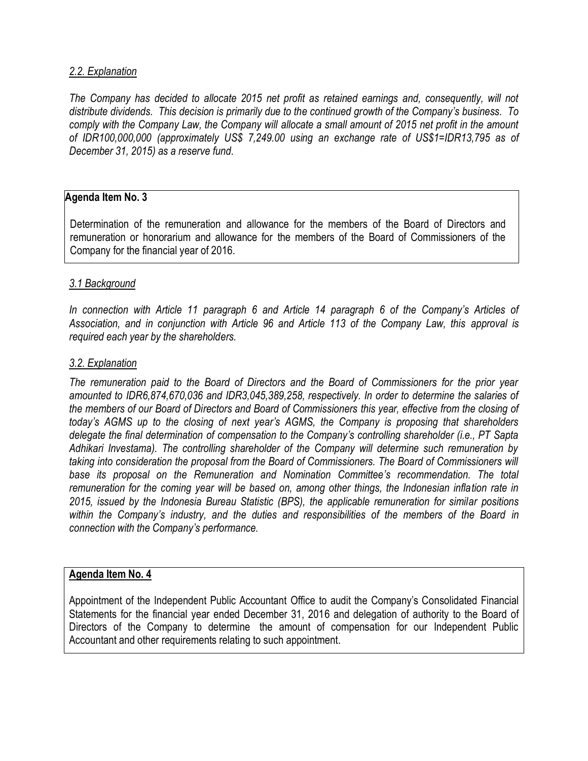*2.2. Explanation*

*The Company has decided to allocate 2015 net profit as retained earnings and, consequently, will not distribute dividends. This decision is primarily due to the continued growth of the Company's business. To comply with the Company Law, the Company will allocate a small amount of 2015 net profit in the amount of IDR100,000,000 (approximately US$ 7,249.00 using an exchange rate of US$1=IDR13,795 as of December 31, 2015) as a reserve fund.*

**Agenda Item No. 3**

Determination of the remuneration and allowance for the members of the Board of Directors and remuneration or honorarium and allowance for the members of the Board of Commissioners of the Company for the financial year of 2016.

*3.1 Background*

*In connection with Article 11 paragraph 6 and Article 14 paragraph 6 of the Company's Articles of Association, and in conjunction with Article 96 and Article 113 of the Company Law, this approval is required each year by the shareholders.*

*3.2. Explanation*

*The remuneration paid to the Board of Directors and the Board of Commissioners for the prior year amounted to IDR6,874,670,036 and IDR3,045,389,258, respectively. In order to determine the salaries of the members of our Board of Directors and Board of Commissioners this year, effective from the closing of today's AGMS up to the closing of next year's AGMS, the Company is proposing that shareholders delegate the final determination of compensation to the Company's controlling shareholder (i.e., PT Sapta Adhikari Investama). The controlling shareholder of the Company will determine such remuneration by taking into consideration the proposal from the Board of Commissioners. The Board of Commissioners will base its proposal on the Remuneration and Nomination Committee's recommendation. The total remuneration for the coming year will be based on, among other things, the Indonesian inflation rate in 2015, issued by the Indonesia Bureau Statistic (BPS), the applicable remuneration for similar positions within the Company's industry, and the duties and responsibilities of the members of the Board in connection with the Company's performance.*

**Agenda Item No. 4**

Appointment of the Independent Public Accountant Office to audit the Company's Consolidated Financial Statements for the financial year ended December 31, 2016 and delegation of authority to the Board of Directors of the Company to determine the amount of compensation for our Independent Public Accountant and other requirements relating to such appointment.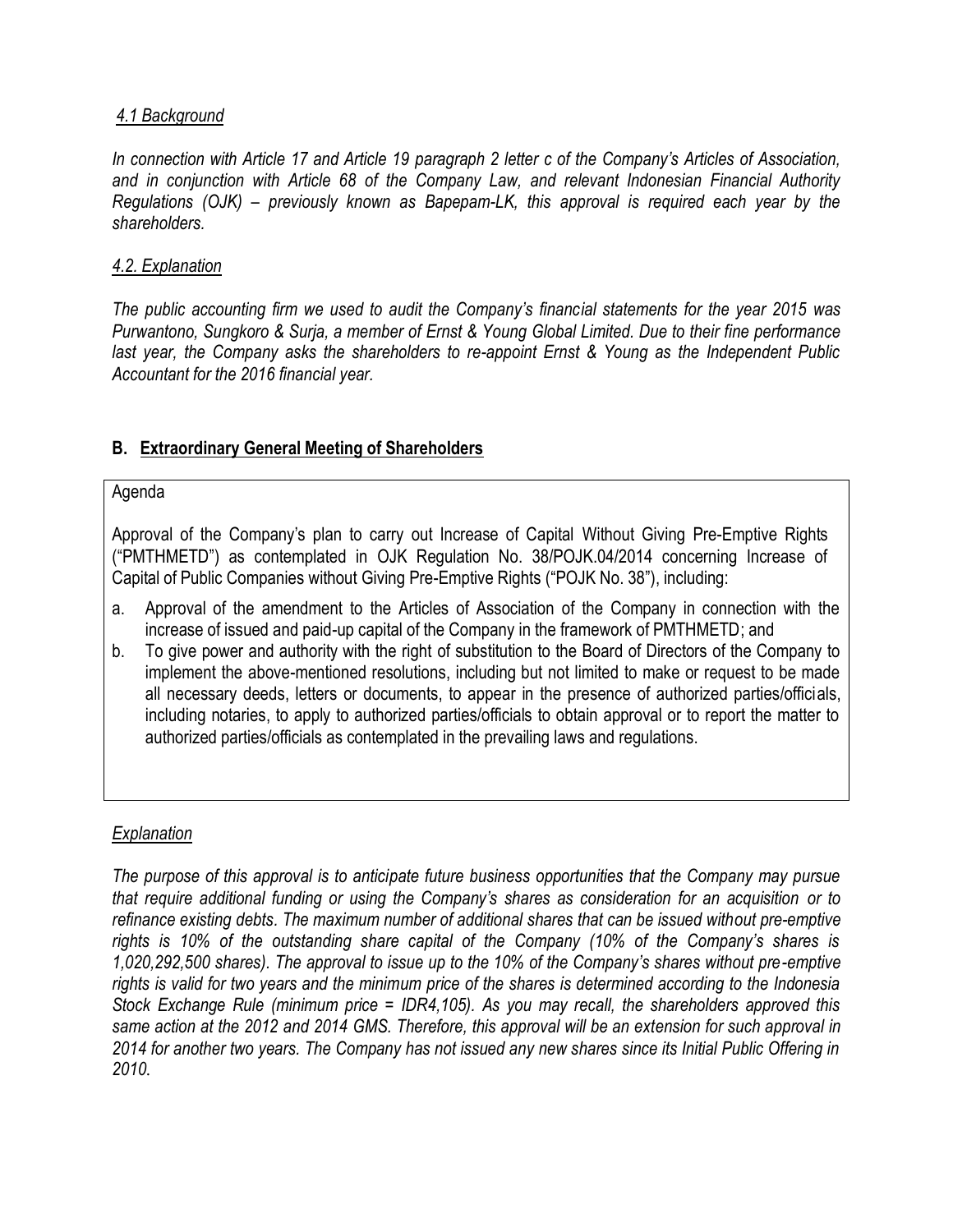*4.1 Background*

*In connection with Article 17 and Article 19 paragraph 2 letter c of the Company's Articles of Association, and in conjunction with Article 68 of the Company Law, and relevant Indonesian Financial Authority Regulations (OJK) – previously known as Bapepam-LK, this approval is required each year by the shareholders.*

*4.2. Explanation*

*The public accounting firm we used to audit the Company's financial statements for the year 2015 was Purwantono, Sungkoro & Surja, a member of Ernst & Young Global Limited. Due to their fine performance last year, the Company asks the shareholders to re-appoint Ernst & Young as the Independent Public Accountant for the 2016 financial year.*

## B. Extraordinary General Meeting of Shareholders

Agenda

Approval of the Company's plan to carry out Increase of Capital Without Giving Pre-Emptive Rights ("PMTHMETD") as contemplated in OJK Regulation No. 38/POJK.04/2014 concerning Increase of Capital of Public Companies without Giving Pre-Emptive Rights ("POJK No. 38"), including:

a. Approval of the amendment to the Articles of Association of the Company in connection with the increase of issued and paid-up capital of the Company in the framework of PMTHMETD; and
b. To give power and authority with the right of substitution to the Board of Directors of the Company to implement the above-mentioned resolutions, including but not limited to make or request to be made all necessary deeds, letters or documents, to appear in the presence of authorized parties/officials, including notaries, to apply to authorized parties/officials to obtain approval or to report the matter to authorized parties/officials as contemplated in the prevailing laws and regulations.

*Explanation*

*The purpose of this approval is to anticipate future business opportunities that the Company may pursue that require additional funding or using the Company's shares as consideration for an acquisition or to refinance existing debts. The maximum number of additional shares that can be issued without pre-emptive rights is 10% of the outstanding share capital of the Company (10% of the Company's shares is 1,020,292,500 shares). The approval to issue up to the 10% of the Company's shares without pre-emptive rights is valid for two years and the minimum price of the shares is determined according to the Indonesia Stock Exchange Rule (minimum price = IDR4,105). As you may recall, the shareholders approved this same action at the 2012 and 2014 GMS. Therefore, this approval will be an extension for such approval in 2014 for another two years. The Company has not issued any new shares since its Initial Public Offering in 2010.*